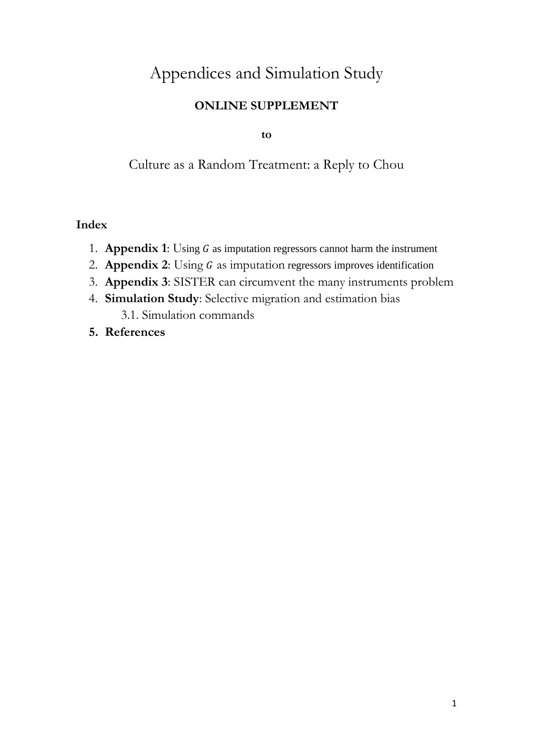# Appendices and Simulation Study

**ONLINE SUPPLEMENT**

**to**

## Culture as a Random Treatment: a Reply to Chou

**Index**

1. **Appendix 1**: Using $G$ as imputation regressors cannot harm the instrument
2. **Appendix 2**: Using $G$ as imputation regressors improves identification
3. **Appendix 3**: SISTER can circumvent the many instruments problem
4. **Simulation Study**: Selective migration and estimation bias
   3.1. Simulation commands
5. **References**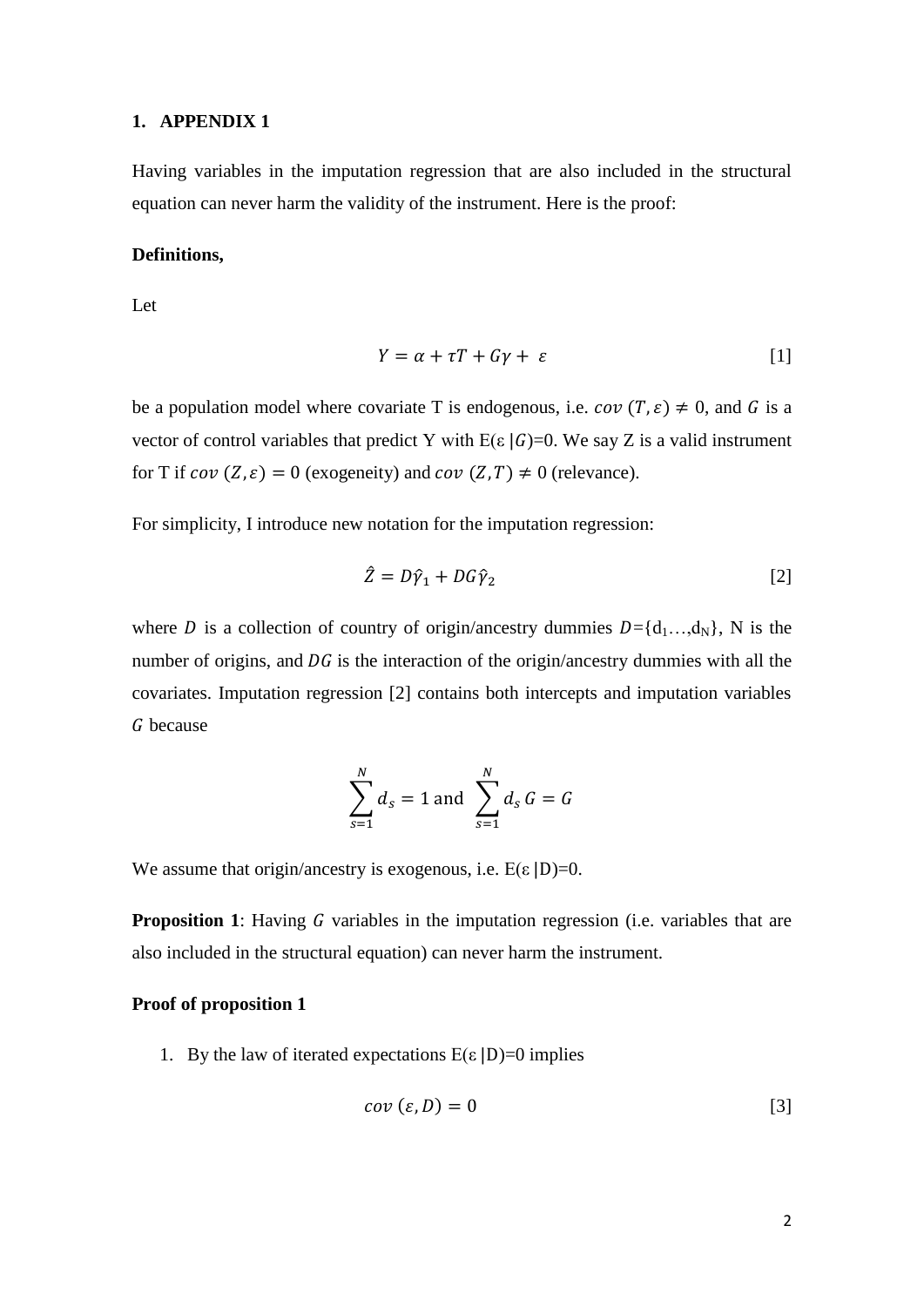# 1. APPENDIX 1

Having variables in the imputation regression that are also included in the structural equation can never harm the validity of the instrument. Here is the proof:

**Definitions,**

Let

$$Y = \alpha + \tau T + G\gamma + \varepsilon \qquad [1]$$

be a population model where covariate T is endogenous, i.e. $cov\,(T, \varepsilon) \neq 0$, and $G$ is a vector of control variables that predict Y with $E(\varepsilon\,|G)=0$. We say Z is a valid instrument for T if $cov\,(Z, \varepsilon) = 0$ (exogeneity) and $cov\,(Z, T) \neq 0$ (relevance).

For simplicity, I introduce new notation for the imputation regression:

$$\hat{Z} = D\hat{\gamma}_1 + DG\hat{\gamma}_2 \qquad [2]$$

where $D$ is a collection of country of origin/ancestry dummies $D=\{d_1 \ldots, d_N\}$, N is the number of origins, and $DG$ is the interaction of the origin/ancestry dummies with all the covariates. Imputation regression [2] contains both intercepts and imputation variables $G$ because

$$\sum_{s=1}^{N} d_s = 1 \text{ and } \sum_{s=1}^{N} d_s\, G = G$$

We assume that origin/ancestry is exogenous, i.e. $E(\varepsilon\,|D)=0$.

**Proposition 1**: Having $G$ variables in the imputation regression (i.e. variables that are also included in the structural equation) can never harm the instrument.

**Proof of proposition 1**

1. By the law of iterated expectations $E(\varepsilon\,|D)=0$ implies

$$cov\,(\varepsilon, D) = 0 \qquad [3]$$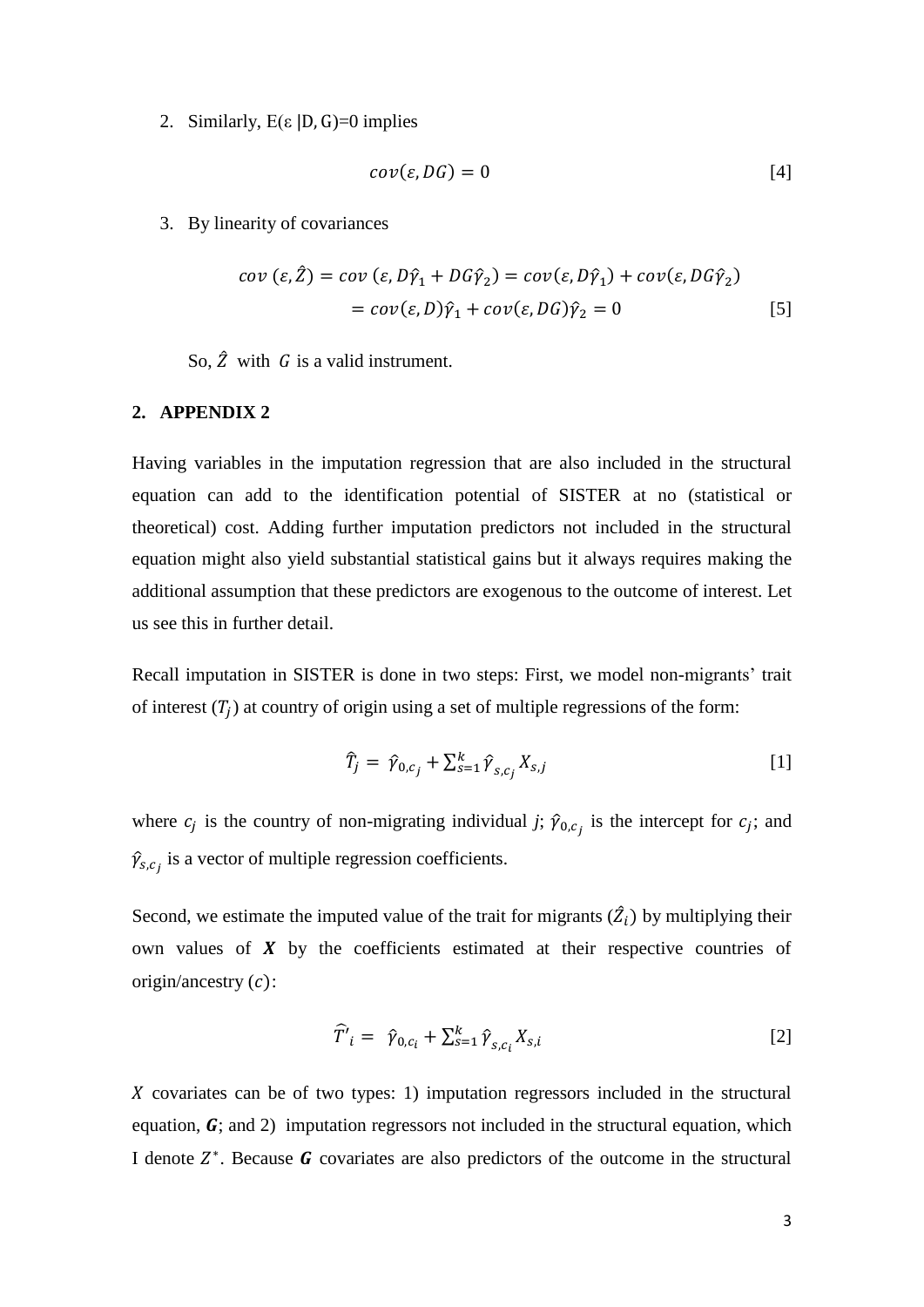2. Similarly, E(ε |D, G)=0 implies

$$cov(\varepsilon, DG) = 0 \quad [4]$$

3. By linearity of covariances

$$cov\ (\varepsilon, \hat{Z}) = cov\ (\varepsilon, D\hat{\gamma}_1 + DG\hat{\gamma}_2) = cov(\varepsilon, D\hat{\gamma}_1) + cov(\varepsilon, DG\hat{\gamma}_2)$$
$$= cov(\varepsilon, D)\hat{\gamma}_1 + cov(\varepsilon, DG)\hat{\gamma}_2 = 0 \quad [5]$$

So, $\hat{Z}$ with $G$ is a valid instrument.

## 2. APPENDIX 2

Having variables in the imputation regression that are also included in the structural equation can add to the identification potential of SISTER at no (statistical or theoretical) cost. Adding further imputation predictors not included in the structural equation might also yield substantial statistical gains but it always requires making the additional assumption that these predictors are exogenous to the outcome of interest. Let us see this in further detail.

Recall imputation in SISTER is done in two steps: First, we model non-migrants' trait of interest ($T_j$) at country of origin using a set of multiple regressions of the form:

$$\hat{T}_j = \hat{\gamma}_{0,c_j} + \sum_{s=1}^{k} \hat{\gamma}_{s,c_j} X_{s,j} \quad [1]$$

where $c_j$ is the country of non-migrating individual *j*; $\hat{\gamma}_{0,c_j}$ is the intercept for $c_j$; and $\hat{\gamma}_{s,c_j}$ is a vector of multiple regression coefficients.

Second, we estimate the imputed value of the trait for migrants ($\hat{Z}_i$) by multiplying their own values of $\boldsymbol{X}$ by the coefficients estimated at their respective countries of origin/ancestry ($c$):

$$\widehat{T'}_i = \hat{\gamma}_{0,c_i} + \sum_{s=1}^{k} \hat{\gamma}_{s,c_i} X_{s,i} \quad [2]$$

$X$ covariates can be of two types: 1) imputation regressors included in the structural equation, $\boldsymbol{G}$; and 2) imputation regressors not included in the structural equation, which I denote $Z^*$. Because $\boldsymbol{G}$ covariates are also predictors of the outcome in the structural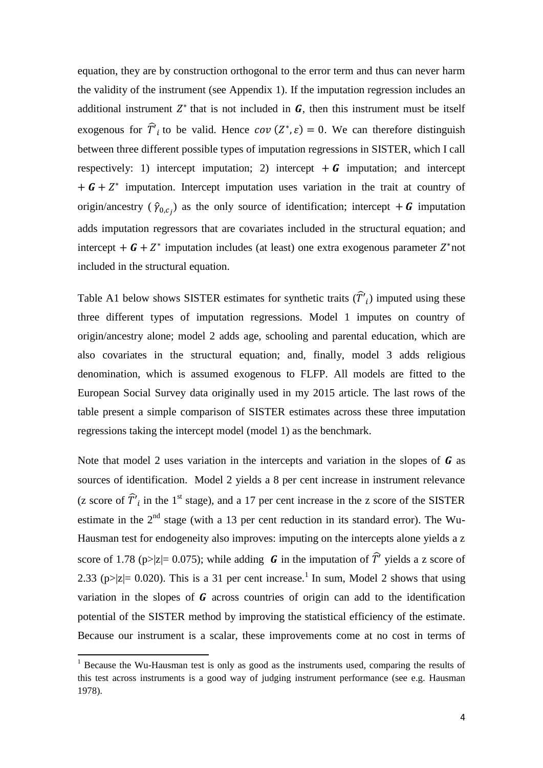equation, they are by construction orthogonal to the error term and thus can never harm the validity of the instrument (see Appendix 1). If the imputation regression includes an additional instrument $Z^*$ that is not included in $\boldsymbol{G}$, then this instrument must be itself exogenous for $\widehat{T}'_i$ to be valid. Hence $cov\,(Z^*, \varepsilon) = 0$. We can therefore distinguish between three different possible types of imputation regressions in SISTER, which I call respectively: 1) intercept imputation; 2) intercept $+\,\boldsymbol{G}$ imputation; and intercept $+\,\boldsymbol{G} + Z^*$ imputation. Intercept imputation uses variation in the trait at country of origin/ancestry ($\hat{\gamma}_{0,c_j}$) as the only source of identification; intercept $+\,\boldsymbol{G}$ imputation adds imputation regressors that are covariates included in the structural equation; and intercept $+\,\boldsymbol{G} + Z^*$ imputation includes (at least) one extra exogenous parameter $Z^*$ not included in the structural equation.

Table A1 below shows SISTER estimates for synthetic traits ($\widehat{T}'_i$) imputed using these three different types of imputation regressions. Model 1 imputes on country of origin/ancestry alone; model 2 adds age, schooling and parental education, which are also covariates in the structural equation; and, finally, model 3 adds religious denomination, which is assumed exogenous to FLFP. All models are fitted to the European Social Survey data originally used in my 2015 article. The last rows of the table present a simple comparison of SISTER estimates across these three imputation regressions taking the intercept model (model 1) as the benchmark.

Note that model 2 uses variation in the intercepts and variation in the slopes of $\boldsymbol{G}$ as sources of identification. Model 2 yields a 8 per cent increase in instrument relevance (z score of $\widehat{T}'_i$ in the 1st stage), and a 17 per cent increase in the z score of the SISTER estimate in the 2nd stage (with a 13 per cent reduction in its standard error). The Wu-Hausman test for endogeneity also improves: imputing on the intercepts alone yields a z score of 1.78 ($p>|z|= 0.075$); while adding $\boldsymbol{G}$ in the imputation of $\widehat{T}'$ yields a z score of 2.33 ($p>|z|= 0.020$). This is a 31 per cent increase.[1] In sum, Model 2 shows that using variation in the slopes of $\boldsymbol{G}$ across countries of origin can add to the identification potential of the SISTER method by improving the statistical efficiency of the estimate. Because our instrument is a scalar, these improvements come at no cost in terms of

[1] Because the Wu-Hausman test is only as good as the instruments used, comparing the results of this test across instruments is a good way of judging instrument performance (see e.g. Hausman 1978).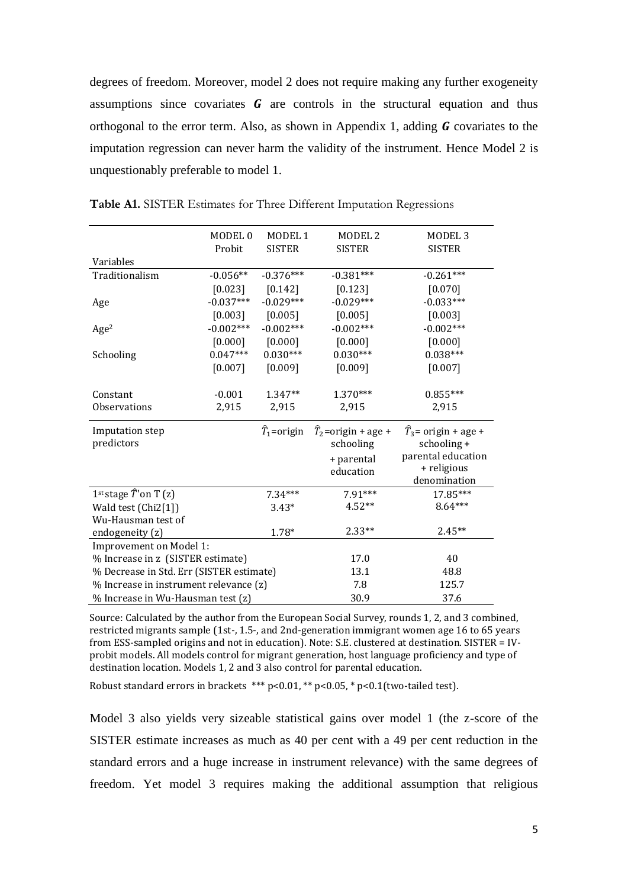degrees of freedom. Moreover, model 2 does not require making any further exogeneity assumptions since covariates $\boldsymbol{G}$ are controls in the structural equation and thus orthogonal to the error term. Also, as shown in Appendix 1, adding $\boldsymbol{G}$ covariates to the imputation regression can never harm the validity of the instrument. Hence Model 2 is unquestionably preferable to model 1.

**Table A1.** SISTER Estimates for Three Different Imputation Regressions

| Variables | MODEL 0 Probit | MODEL 1 SISTER | MODEL 2 SISTER | MODEL 3 SISTER |
|---|---|---|---|---|
| Traditionalism | -0.056** | -0.376*** | -0.381*** | -0.261*** |
| | [0.023] | [0.142] | [0.123] | [0.070] |
| Age | -0.037*** | -0.029*** | -0.029*** | -0.033*** |
| | [0.003] | [0.005] | [0.005] | [0.003] |
| Age$^2$ | -0.002*** | -0.002*** | -0.002*** | -0.002*** |
| | [0.000] | [0.000] | [0.000] | [0.000] |
| Schooling | 0.047*** | 0.030*** | 0.030*** | 0.038*** |
| | [0.007] | [0.009] | [0.009] | [0.007] |
| Constant | -0.001 | 1.347** | 1.370*** | 0.855*** |
| Observations | 2,915 | 2,915 | 2,915 | 2,915 |
| Imputation step predictors | | $\hat{T}_1$=origin | $\hat{T}_2$=origin + age + schooling + parental education | $\hat{T}_3$= origin + age + schooling + parental education + religious denomination |
| 1st stage $\hat{T}$'on T (z) | | 7.34*** | 7.91*** | 17.85*** |
| Wald test (Chi2[1]) | | 3.43* | 4.52** | 8.64*** |
| Wu-Hausman test of endogeneity (z) | | 1.78* | 2.33** | 2.45** |
| Improvement on Model 1: | | | | |
| % Increase in z (SISTER estimate) | | | 17.0 | 40 |
| % Decrease in Std. Err (SISTER estimate) | | | 13.1 | 48.8 |
| % Increase in instrument relevance (z) | | | 7.8 | 125.7 |
| % Increase in Wu-Hausman test (z) | | | 30.9 | 37.6 |

Source: Calculated by the author from the European Social Survey, rounds 1, 2, and 3 combined, restricted migrants sample (1st-, 1.5-, and 2nd-generation immigrant women age 16 to 65 years from ESS-sampled origins and not in education). Note: S.E. clustered at destination. SISTER = IV-probit models. All models control for migrant generation, host language proficiency and type of destination location. Models 1, 2 and 3 also control for parental education.

Robust standard errors in brackets *** p<0.01, ** p<0.05, * p<0.1(two-tailed test).

Model 3 also yields very sizeable statistical gains over model 1 (the z-score of the SISTER estimate increases as much as 40 per cent with a 49 per cent reduction in the standard errors and a huge increase in instrument relevance) with the same degrees of freedom. Yet model 3 requires making the additional assumption that religious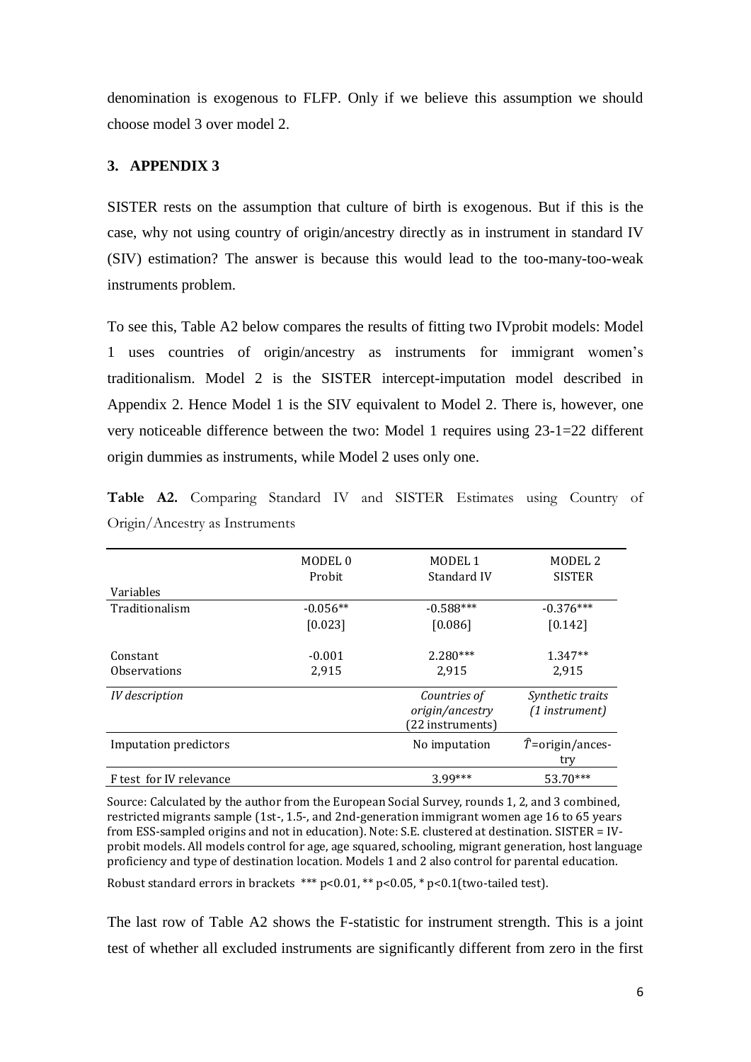denomination is exogenous to FLFP. Only if we believe this assumption we should choose model 3 over model 2.

### 3. APPENDIX 3

SISTER rests on the assumption that culture of birth is exogenous. But if this is the case, why not using country of origin/ancestry directly as in instrument in standard IV (SIV) estimation? The answer is because this would lead to the too-many-too-weak instruments problem.

To see this, Table A2 below compares the results of fitting two IVprobit models: Model 1 uses countries of origin/ancestry as instruments for immigrant women's traditionalism. Model 2 is the SISTER intercept-imputation model described in Appendix 2. Hence Model 1 is the SIV equivalent to Model 2. There is, however, one very noticeable difference between the two: Model 1 requires using 23-1=22 different origin dummies as instruments, while Model 2 uses only one.

**Table A2.** Comparing Standard IV and SISTER Estimates using Country of Origin/Ancestry as Instruments

| Variables | MODEL 0 Probit | MODEL 1 Standard IV | MODEL 2 SISTER |
|---|---|---|---|
| Traditionalism | -0.056** | -0.588*** | -0.376*** |
| | [0.023] | [0.086] | [0.142] |
| Constant | -0.001 | 2.280*** | 1.347** |
| Observations | 2,915 | 2,915 | 2,915 |
| *IV description* | | *Countries of origin/ancestry (22 instruments)* | *Synthetic traits (1 instrument)* |
| Imputation predictors | | No imputation | $\hat{T}$=origin/ancestry |
| F test for IV relevance | | 3.99*** | 53.70*** |

Source: Calculated by the author from the European Social Survey, rounds 1, 2, and 3 combined, restricted migrants sample (1st-, 1.5-, and 2nd-generation immigrant women age 16 to 65 years from ESS-sampled origins and not in education). Note: S.E. clustered at destination. SISTER = IV-probit models. All models control for age, age squared, schooling, migrant generation, host language proficiency and type of destination location. Models 1 and 2 also control for parental education.

Robust standard errors in brackets *** p<0.01, ** p<0.05, * p<0.1(two-tailed test).

The last row of Table A2 shows the F-statistic for instrument strength. This is a joint test of whether all excluded instruments are significantly different from zero in the first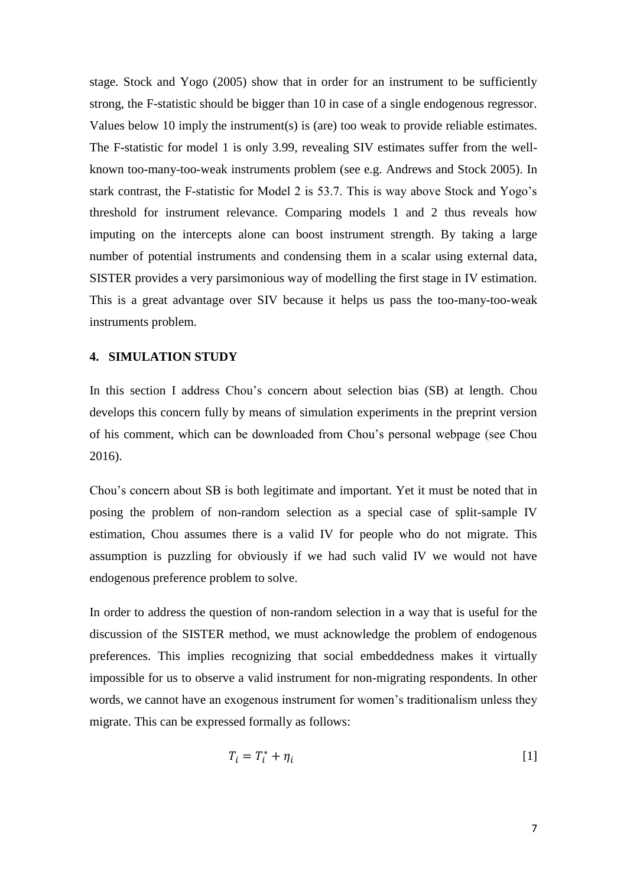stage. Stock and Yogo (2005) show that in order for an instrument to be sufficiently strong, the F-statistic should be bigger than 10 in case of a single endogenous regressor. Values below 10 imply the instrument(s) is (are) too weak to provide reliable estimates. The F-statistic for model 1 is only 3.99, revealing SIV estimates suffer from the well-known too-many-too-weak instruments problem (see e.g. Andrews and Stock 2005). In stark contrast, the F-statistic for Model 2 is 53.7. This is way above Stock and Yogo's threshold for instrument relevance. Comparing models 1 and 2 thus reveals how imputing on the intercepts alone can boost instrument strength. By taking a large number of potential instruments and condensing them in a scalar using external data, SISTER provides a very parsimonious way of modelling the first stage in IV estimation. This is a great advantage over SIV because it helps us pass the too-many-too-weak instruments problem.

## 4. SIMULATION STUDY

In this section I address Chou's concern about selection bias (SB) at length. Chou develops this concern fully by means of simulation experiments in the preprint version of his comment, which can be downloaded from Chou's personal webpage (see Chou 2016).

Chou's concern about SB is both legitimate and important. Yet it must be noted that in posing the problem of non-random selection as a special case of split-sample IV estimation, Chou assumes there is a valid IV for people who do not migrate. This assumption is puzzling for obviously if we had such valid IV we would not have endogenous preference problem to solve.

In order to address the question of non-random selection in a way that is useful for the discussion of the SISTER method, we must acknowledge the problem of endogenous preferences. This implies recognizing that social embeddedness makes it virtually impossible for us to observe a valid instrument for non-migrating respondents. In other words, we cannot have an exogenous instrument for women's traditionalism unless they migrate. This can be expressed formally as follows:

$$T_i = T_i^* + \eta_i \qquad [1]$$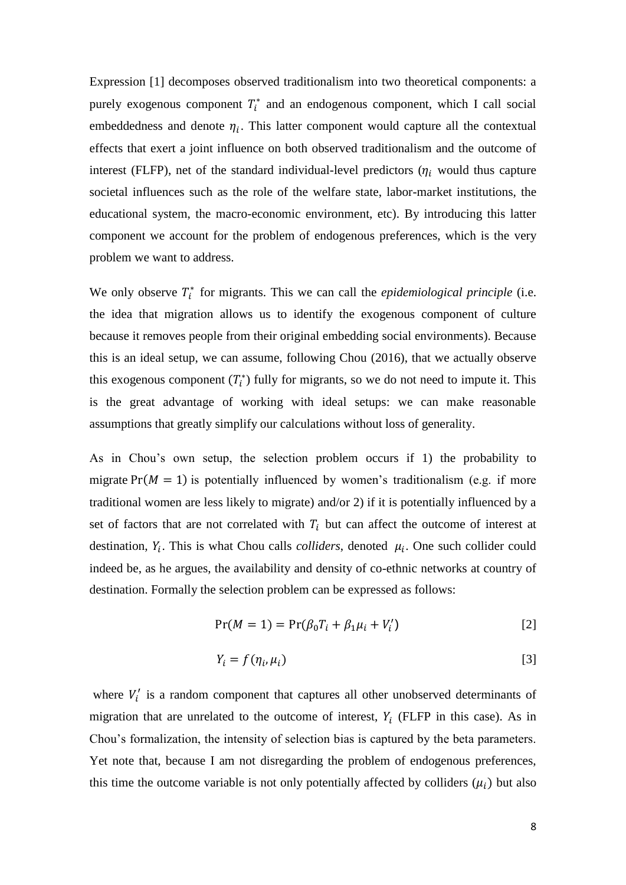Expression [1] decomposes observed traditionalism into two theoretical components: a purely exogenous component $T_i^*$ and an endogenous component, which I call social embeddedness and denote $\eta_i$. This latter component would capture all the contextual effects that exert a joint influence on both observed traditionalism and the outcome of interest (FLFP), net of the standard individual-level predictors ($\eta_i$ would thus capture societal influences such as the role of the welfare state, labor-market institutions, the educational system, the macro-economic environment, etc). By introducing this latter component we account for the problem of endogenous preferences, which is the very problem we want to address.

We only observe $T_i^*$ for migrants. This we can call the *epidemiological principle* (i.e. the idea that migration allows us to identify the exogenous component of culture because it removes people from their original embedding social environments). Because this is an ideal setup, we can assume, following Chou (2016), that we actually observe this exogenous component ($T_i^*$) fully for migrants, so we do not need to impute it. This is the great advantage of working with ideal setups: we can make reasonable assumptions that greatly simplify our calculations without loss of generality.

As in Chou's own setup, the selection problem occurs if 1) the probability to migrate $\Pr(M = 1)$ is potentially influenced by women's traditionalism (e.g. if more traditional women are less likely to migrate) and/or 2) if it is potentially influenced by a set of factors that are not correlated with $T_i$ but can affect the outcome of interest at destination, $Y_i$. This is what Chou calls *colliders*, denoted $\mu_i$. One such collider could indeed be, as he argues, the availability and density of co-ethnic networks at country of destination. Formally the selection problem can be expressed as follows:

$$\Pr(M = 1) = \Pr(\beta_0 T_i + \beta_1 \mu_i + V_i') \qquad [2]$$

$$Y_i = f(\eta_i, \mu_i) \qquad [3]$$

where $V_i'$ is a random component that captures all other unobserved determinants of migration that are unrelated to the outcome of interest, $Y_i$ (FLFP in this case). As in Chou's formalization, the intensity of selection bias is captured by the beta parameters. Yet note that, because I am not disregarding the problem of endogenous preferences, this time the outcome variable is not only potentially affected by colliders ($\mu_i$) but also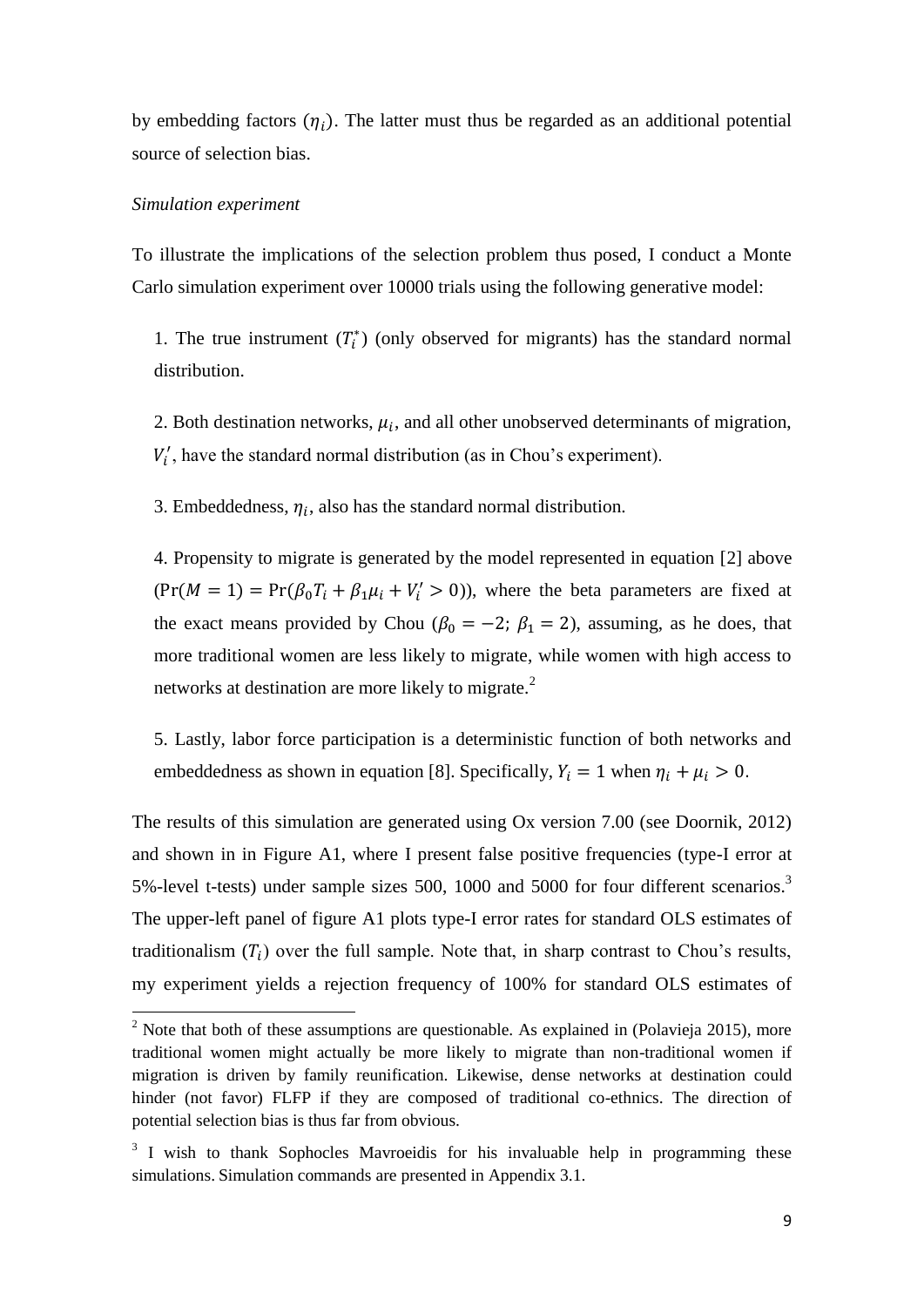by embedding factors ($\eta_i$). The latter must thus be regarded as an additional potential source of selection bias.

*Simulation experiment*

To illustrate the implications of the selection problem thus posed, I conduct a Monte Carlo simulation experiment over 10000 trials using the following generative model:

1. The true instrument ($T_i^*$) (only observed for migrants) has the standard normal distribution.

2. Both destination networks, $\mu_i$, and all other unobserved determinants of migration, $V_i'$, have the standard normal distribution (as in Chou's experiment).

3. Embeddedness, $\eta_i$, also has the standard normal distribution.

4. Propensity to migrate is generated by the model represented in equation [2] above ($\Pr(M = 1) = \Pr(\beta_0 T_i + \beta_1 \mu_i + V_i' > 0)$), where the beta parameters are fixed at the exact means provided by Chou ($\beta_0 = -2$; $\beta_1 = 2$), assuming, as he does, that more traditional women are less likely to migrate, while women with high access to networks at destination are more likely to migrate.[2]

5. Lastly, labor force participation is a deterministic function of both networks and embeddedness as shown in equation [8]. Specifically, $Y_i = 1$ when $\eta_i + \mu_i > 0$.

The results of this simulation are generated using Ox version 7.00 (see Doornik, 2012) and shown in in Figure A1, where I present false positive frequencies (type-I error at 5%-level t-tests) under sample sizes 500, 1000 and 5000 for four different scenarios.[3] The upper-left panel of figure A1 plots type-I error rates for standard OLS estimates of traditionalism ($T_i$) over the full sample. Note that, in sharp contrast to Chou's results, my experiment yields a rejection frequency of 100% for standard OLS estimates of

---

[2] Note that both of these assumptions are questionable. As explained in (Polavieja 2015), more traditional women might actually be more likely to migrate than non-traditional women if migration is driven by family reunification. Likewise, dense networks at destination could hinder (not favor) FLFP if they are composed of traditional co-ethnics. The direction of potential selection bias is thus far from obvious.

[3] I wish to thank Sophocles Mavroeidis for his invaluable help in programming these simulations. Simulation commands are presented in Appendix 3.1.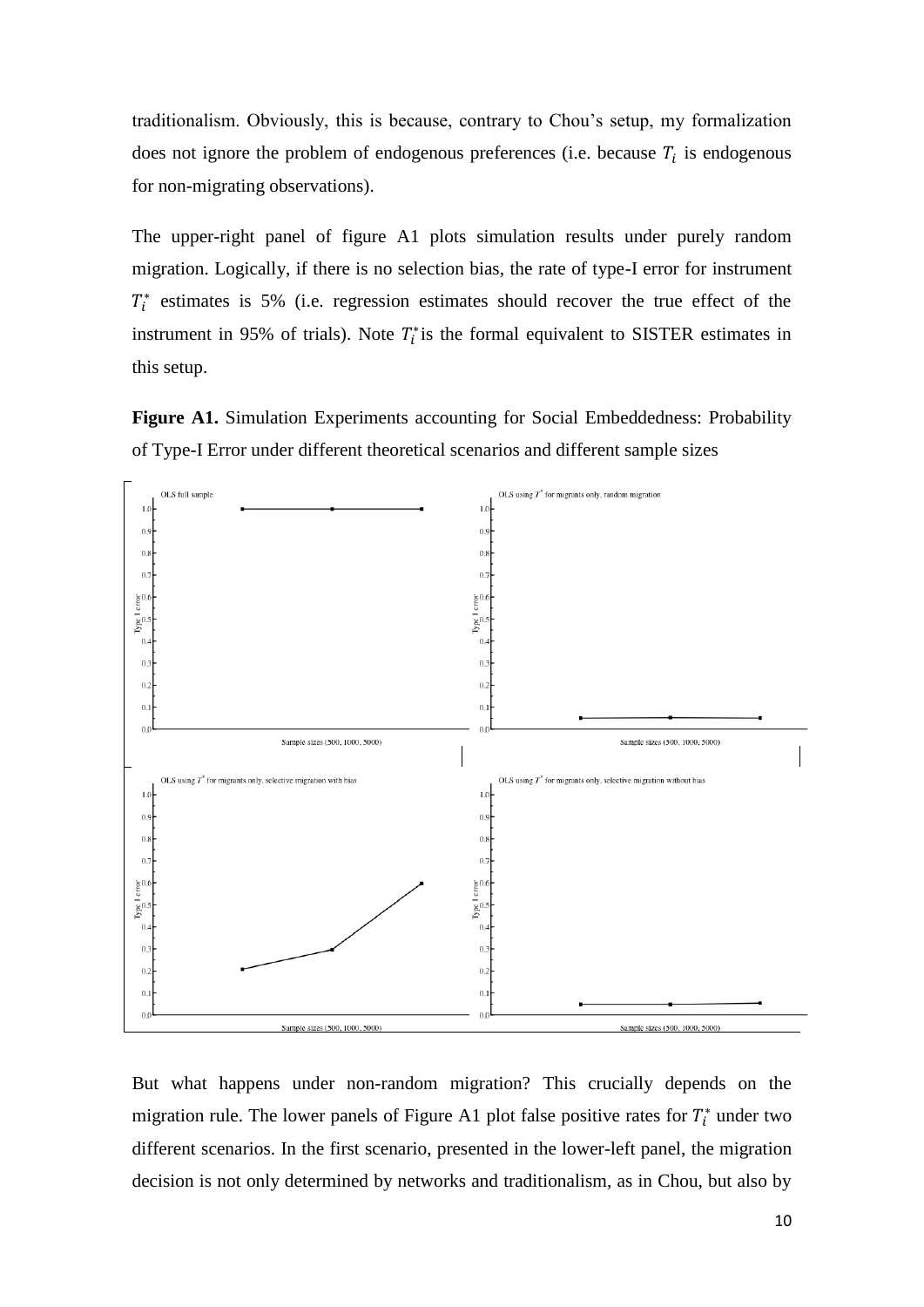traditionalism. Obviously, this is because, contrary to Chou's setup, my formalization does not ignore the problem of endogenous preferences (i.e. because $T_i$ is endogenous for non-migrating observations).

The upper-right panel of figure A1 plots simulation results under purely random migration. Logically, if there is no selection bias, the rate of type-I error for instrument $T_i^*$ estimates is 5% (i.e. regression estimates should recover the true effect of the instrument in 95% of trials). Note $T_i^*$ is the formal equivalent to SISTER estimates in this setup.

**Figure A1.** Simulation Experiments accounting for Social Embeddedness: Probability of Type-I Error under different theoretical scenarios and different sample sizes

But what happens under non-random migration? This crucially depends on the migration rule. The lower panels of Figure A1 plot false positive rates for $T_i^*$ under two different scenarios. In the first scenario, presented in the lower-left panel, the migration decision is not only determined by networks and traditionalism, as in Chou, but also by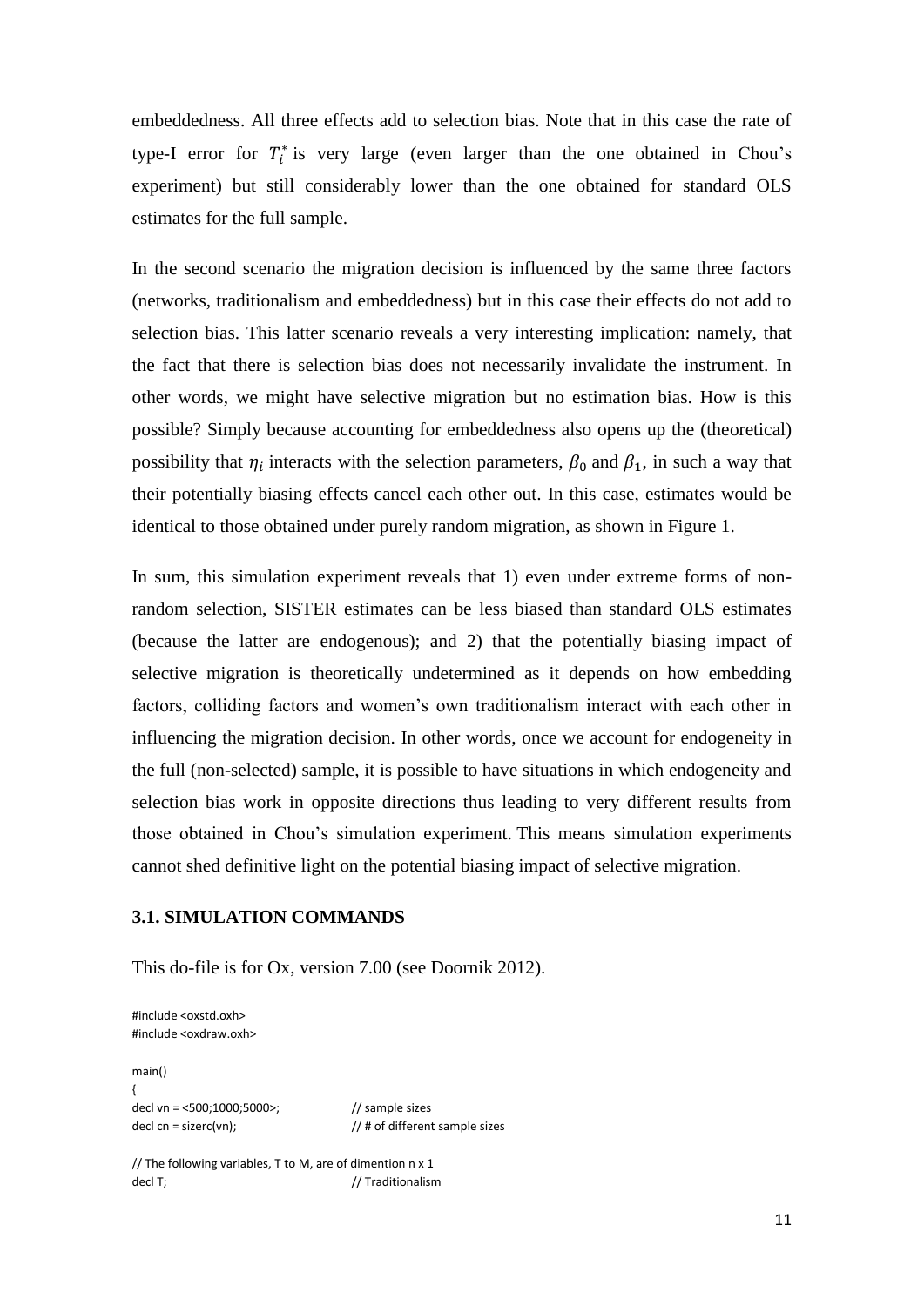embeddedness. All three effects add to selection bias. Note that in this case the rate of type-I error for $T_i^*$ is very large (even larger than the one obtained in Chou's experiment) but still considerably lower than the one obtained for standard OLS estimates for the full sample.

In the second scenario the migration decision is influenced by the same three factors (networks, traditionalism and embeddedness) but in this case their effects do not add to selection bias. This latter scenario reveals a very interesting implication: namely, that the fact that there is selection bias does not necessarily invalidate the instrument. In other words, we might have selective migration but no estimation bias. How is this possible? Simply because accounting for embeddedness also opens up the (theoretical) possibility that $\eta_i$ interacts with the selection parameters, $\beta_0$ and $\beta_1$, in such a way that their potentially biasing effects cancel each other out. In this case, estimates would be identical to those obtained under purely random migration, as shown in Figure 1.

In sum, this simulation experiment reveals that 1) even under extreme forms of non-random selection, SISTER estimates can be less biased than standard OLS estimates (because the latter are endogenous); and 2) that the potentially biasing impact of selective migration is theoretically undetermined as it depends on how embedding factors, colliding factors and women's own traditionalism interact with each other in influencing the migration decision. In other words, once we account for endogeneity in the full (non-selected) sample, it is possible to have situations in which endogeneity and selection bias work in opposite directions thus leading to very different results from those obtained in Chou's simulation experiment. This means simulation experiments cannot shed definitive light on the potential biasing impact of selective migration.

### 3.1. SIMULATION COMMANDS

This do-file is for Ox, version 7.00 (see Doornik 2012).

```
#include <oxstd.oxh>
#include <oxdraw.oxh>

main()
{
decl vn = <500;1000;5000>;          // sample sizes
decl cn = sizerc(vn);               // # of different sample sizes

// The following variables, T to M, are of dimention n x 1
decl T;                             // Traditionalism
```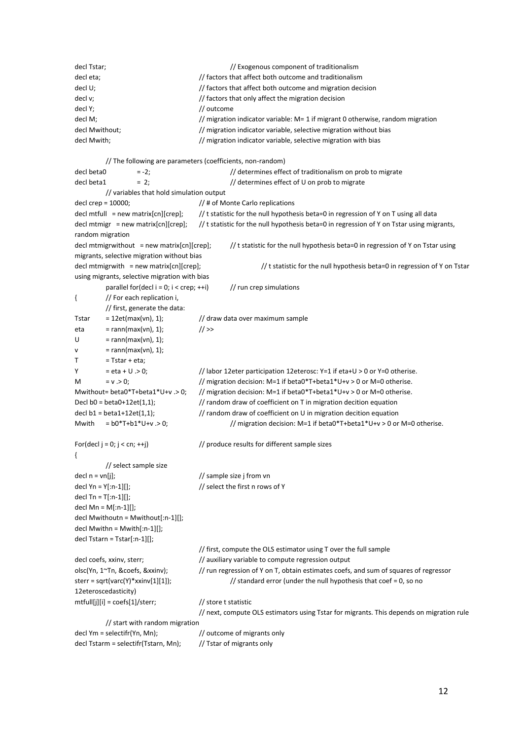```
decl Tstar;                          // Exogenous component of traditionalism
decl eta;                            // factors that affect both outcome and traditionalism
decl U;                              // factors that affect both outcome and migration decision
decl v;                              // factors that only affect the migration decision
decl Y;                              // outcome
decl M;                              // migration indicator variable: M= 1 if migrant 0 otherwise, random migration
decl Mwithout;                       // migration indicator variable, selective migration without bias
decl Mwith;                          // migration indicator variable, selective migration with bias

        // The following are parameters (coefficients, non-random)
decl beta0          = -2;            // determines effect of traditionalism on prob to migrate
decl beta1          =  2;            // determines effect of U on prob to migrate
        // variables that hold simulation output
decl crep = 10000;                   // # of Monte Carlo replications
decl mtfull   = new matrix[cn][crep];   // t statistic for the null hypothesis beta=0 in regression of Y on T using all data
decl mtmigr   = new matrix[cn][crep];   // t statistic for the null hypothesis beta=0 in regression of Y on Tstar using migrants, random migration
decl mtmigrwithout   = new matrix[cn][crep];    // t statistic for the null hypothesis beta=0 in regression of Y on Tstar using migrants, selective migration without bias
decl mtmigrwith   = new matrix[cn][crep];       // t statistic for the null hypothesis beta=0 in regression of Y on Tstar using migrants, selective migration with bias
        parallel for(decl i = 0; i < crep; ++i)     // run crep simulations
{       // For each replication i,
        // first, generate the data:
Tstar   = 12et(max(vn), 1);          // draw data over maximum sample
eta     = rann(max(vn), 1);          // >>
U       = rann(max(vn), 1);
v       = rann(max(vn), 1);
T       = Tstar + eta;
Y       = eta + U .> 0;              // labor 12eter participation 12eterosc: Y=1 if eta+U > 0 or Y=0 otherwise.
M       = v .> 0;                    // migration decision: M=1 if beta0*T+beta1*U+v > 0 or M=0 otherwise.
Mwithout= beta0*T+beta1*U+v .> 0;    // migration decision: M=1 if beta0*T+beta1*U+v > 0 or M=0 otherwise.
Decl b0 = beta0+12et(1,1);           // random draw of coefficient on T in migration decition equation
decl b1 = beta1+12et(1,1);           // random draw of coefficient on U in migration decition equation
Mwith   = b0*T+b1*U+v .> 0;          // migration decision: M=1 if beta0*T+beta1*U+v > 0 or M=0 otherise.

For(decl j = 0; j < cn; ++j)         // produce results for different sample sizes
{
        // select sample size
decl n = vn[j];                      // sample size j from vn
decl Yn = Y[:n-1][];                 // select the first n rows of Y
decl Tn = T[:n-1][];
decl Mn = M[:n-1][];
decl Mwithoutn = Mwithout[:n-1][];
decl Mwithn = Mwith[:n-1][];
decl Tstarn = Tstar[:n-1][];
                                     // first, compute the OLS estimator using T over the full sample
decl coefs, xxinv, sterr;            // auxiliary variable to compute regression output
olsc(Yn, 1~Tn, &coefs, &xxinv);      // run regression of Y on T, obtain estimates coefs, and sum of squares of regressor
sterr = sqrt(varc(Y)*xxinv[1][1]);   // standard error (under the null hypothesis that coef = 0, so no 12eteroscedasticity)
mtfull[j][i] = coefs[1]/sterr;       // store t statistic
                                     // next, compute OLS estimators using Tstar for migrants. This depends on migration rule
        // start with random migration
decl Ym = selectifr(Yn, Mn);         // outcome of migrants only
decl Tstarm = selectifr(Tstarn, Mn); // Tstar of migrants only
```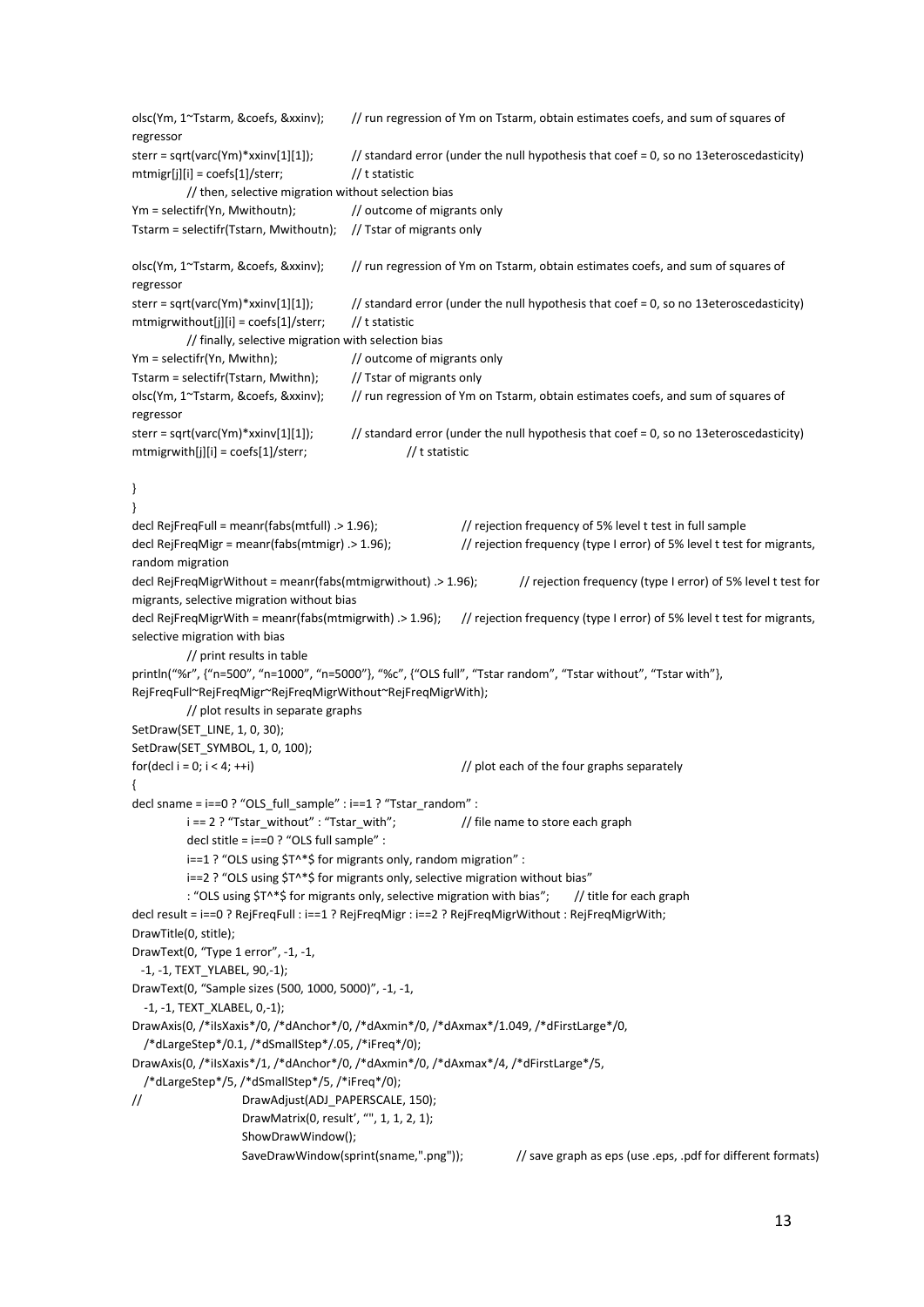```
olsc(Ym, 1~Tstarm, &coefs, &xxinv);       // run regression of Ym on Tstarm, obtain estimates coefs, and sum of squares of regressor
sterr = sqrt(varc(Ym)*xxinv[1][1]);        // standard error (under the null hypothesis that coef = 0, so no 13eteroscedasticity)
mtmigr[j][i] = coefs[1]/sterr;             // t statistic
            // then, selective migration without selection bias
Ym = selectifr(Yn, Mwithoutn);             // outcome of migrants only
Tstarm = selectifr(Tstarn, Mwithoutn);     // Tstar of migrants only

olsc(Ym, 1~Tstarm, &coefs, &xxinv);       // run regression of Ym on Tstarm, obtain estimates coefs, and sum of squares of regressor
sterr = sqrt(varc(Ym)*xxinv[1][1]);        // standard error (under the null hypothesis that coef = 0, so no 13eteroscedasticity)
mtmigrwithout[j][i] = coefs[1]/sterr;      // t statistic
            // finally, selective migration with selection bias
Ym = selectifr(Yn, Mwithn);                // outcome of migrants only
Tstarm = selectifr(Tstarn, Mwithn);        // Tstar of migrants only
olsc(Ym, 1~Tstarm, &coefs, &xxinv);       // run regression of Ym on Tstarm, obtain estimates coefs, and sum of squares of regressor
sterr = sqrt(varc(Ym)*xxinv[1][1]);        // standard error (under the null hypothesis that coef = 0, so no 13eteroscedasticity)
mtmigrwith[j][i] = coefs[1]/sterr;                   // t statistic

}
}
decl RejFreqFull = meanr(fabs(mtfull) .> 1.96);                    // rejection frequency of 5% level t test in full sample
decl RejFreqMigr = meanr(fabs(mtmigr) .> 1.96);                    // rejection frequency (type I error) of 5% level t test for migrants, random migration
decl RejFreqMigrWithout = meanr(fabs(mtmigrwithout) .> 1.96);      // rejection frequency (type I error) of 5% level t test for migrants, selective migration without bias
decl RejFreqMigrWith = meanr(fabs(mtmigrwith) .> 1.96);      // rejection frequency (type I error) of 5% level t test for migrants, selective migration with bias
            // print results in table
println("%r", {"n=500", "n=1000", "n=5000"}, "%c", {"OLS full", "Tstar random", "Tstar without", "Tstar with"},
RejFreqFull~RejFreqMigr~RejFreqMigrWithout~RejFreqMigrWith);
            // plot results in separate graphs
SetDraw(SET_LINE, 1, 0, 30);
SetDraw(SET_SYMBOL, 1, 0, 100);
for(decl i = 0; i < 4; ++i)                                        // plot each of the four graphs separately
{
decl sname = i==0 ? "OLS_full_sample" : i==1 ? "Tstar_random" :
            i == 2 ? "Tstar_without" : "Tstar_with";               // file name to store each graph
            decl stitle = i==0 ? "OLS full sample" :
            i==1 ? "OLS using $T^*$ for migrants only, random migration" :
            i==2 ? "OLS using $T^*$ for migrants only, selective migration without bias"
            : "OLS using $T^*$ for migrants only, selective migration with bias";      // title for each graph
decl result = i==0 ? RejFreqFull : i==1 ? RejFreqMigr : i==2 ? RejFreqMigrWithout : RejFreqMigrWith;
DrawTitle(0, stitle);
DrawText(0, "Type 1 error", -1, -1,
  -1, -1, TEXT_YLABEL, 90,-1);
DrawText(0, "Sample sizes (500, 1000, 5000)", -1, -1,
  -1, -1, TEXT_XLABEL, 0,-1);
DrawAxis(0, /*iIsXaxis*/0, /*dAnchor*/0, /*dAxmin*/0, /*dAxmax*/1.049, /*dFirstLarge*/0,
  /*dLargeStep*/0.1, /*dSmallStep*/.05, /*iFreq*/0);
DrawAxis(0, /*iIsXaxis*/1, /*dAnchor*/0, /*dAxmin*/0, /*dAxmax*/4, /*dFirstLarge*/5,
  /*dLargeStep*/5, /*dSmallStep*/5, /*iFreq*/0);
//                      DrawAdjust(ADJ_PAPERSCALE, 150);
                        DrawMatrix(0, result', "", 1, 1, 2, 1);
                        ShowDrawWindow();
                        SaveDrawWindow(sprint(sname,".png"));            // save graph as eps (use .eps, .pdf for different formats)
```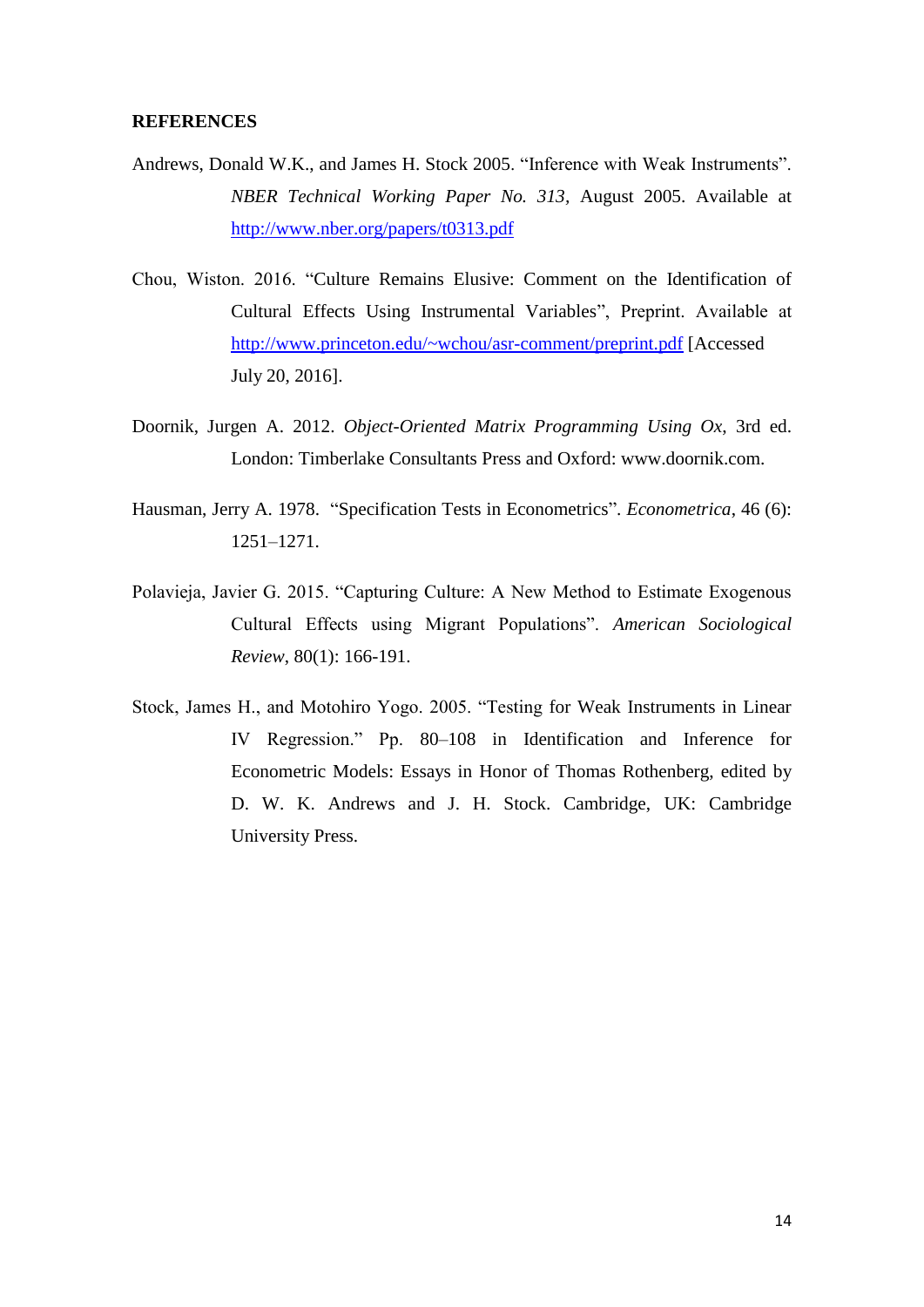**REFERENCES**

Andrews, Donald W.K., and James H. Stock 2005. “Inference with Weak Instruments”. *NBER Technical Working Paper No. 313*, August 2005. Available at http://www.nber.org/papers/t0313.pdf

Chou, Wiston. 2016. “Culture Remains Elusive: Comment on the Identification of Cultural Effects Using Instrumental Variables”, Preprint. Available at http://www.princeton.edu/~wchou/asr-comment/preprint.pdf [Accessed July 20, 2016].

Doornik, Jurgen A. 2012. *Object-Oriented Matrix Programming Using Ox*, 3rd ed. London: Timberlake Consultants Press and Oxford: www.doornik.com.

Hausman, Jerry A. 1978. “Specification Tests in Econometrics”. *Econometrica*, 46 (6): 1251–1271.

Polavieja, Javier G. 2015. “Capturing Culture: A New Method to Estimate Exogenous Cultural Effects using Migrant Populations”. *American Sociological Review*, 80(1): 166-191.

Stock, James H., and Motohiro Yogo. 2005. “Testing for Weak Instruments in Linear IV Regression.” Pp. 80–108 in Identification and Inference for Econometric Models: Essays in Honor of Thomas Rothenberg, edited by D. W. K. Andrews and J. H. Stock. Cambridge, UK: Cambridge University Press.